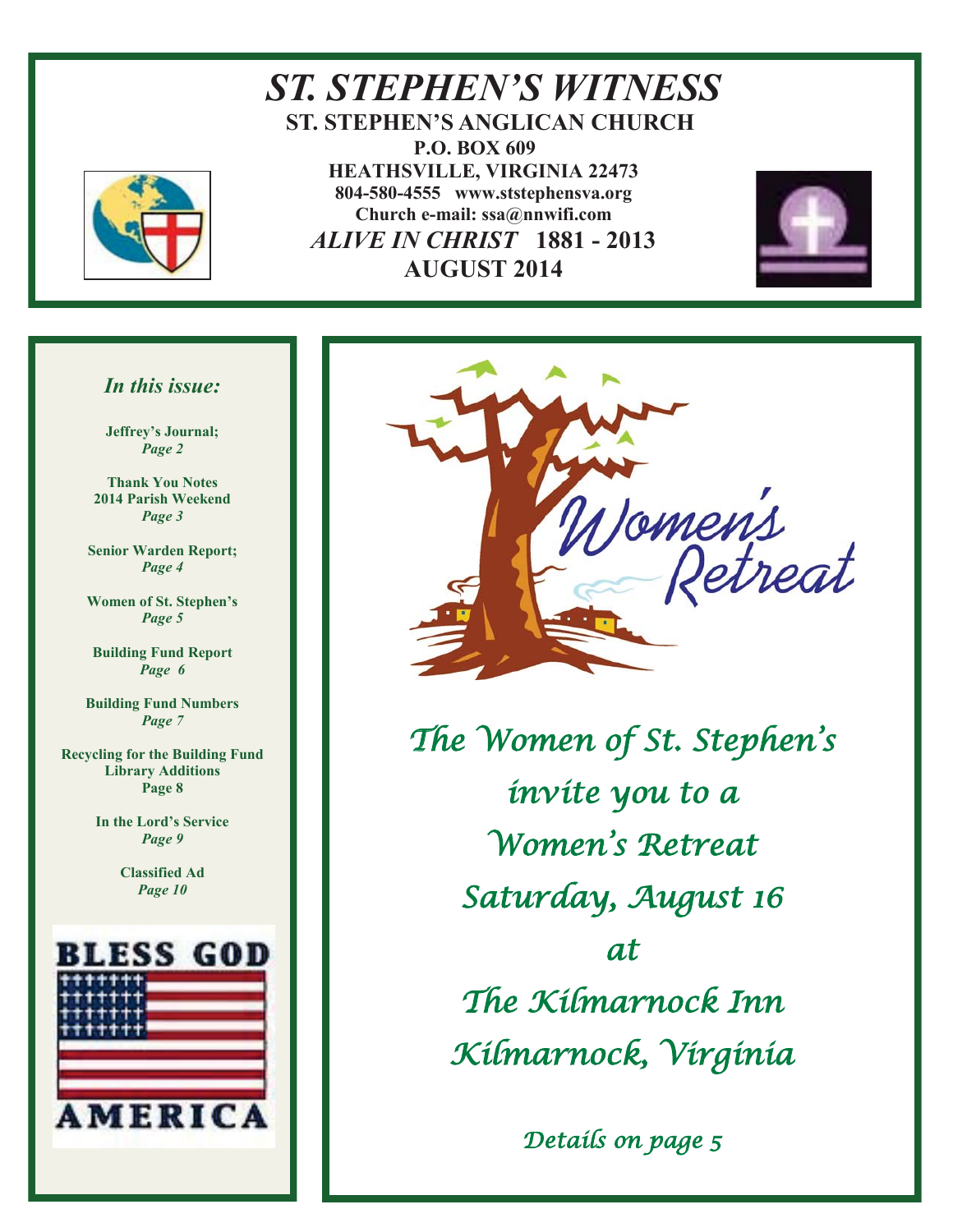# ST. STEPHEN'S WITNESS

**ST. STEPHEN'S ANGLICAN CHURCH**

**P.O. BOX 609**

**HEATHSVILLE, VIRGINIA 22473**

**804-580-4555 www.ststephensva.org**

**Church e-mail: ssa@nnwifi.com**

***ALIVE IN CHRIST*** **1881 - 2013**

**AUGUST 2014**

### *In this issue:*

**Jeffrey's Journal;**
***Page 2***

**Thank You Notes**
**2014 Parish Weekend**
***Page 3***

**Senior Warden Report;**
***Page 4***

**Women of St. Stephen's**
***Page 5***

**Building Fund Report**
***Page 6***

**Building Fund Numbers**
***Page 7***

**Recycling for the Building Fund**
**Library Additions**
**Page 8**

**In the Lord's Service**
***Page 9***

**Classified Ad**
***Page 10***

BLESS GOD AMERICA

Women's Retreat

*The Women of St. Stephen's*

*invite you to a*

*Women's Retreat*

*Saturday, August 16*

*at*

*The Kilmarnock Inn*

*Kilmarnock, Virginia*

*Details on page 5*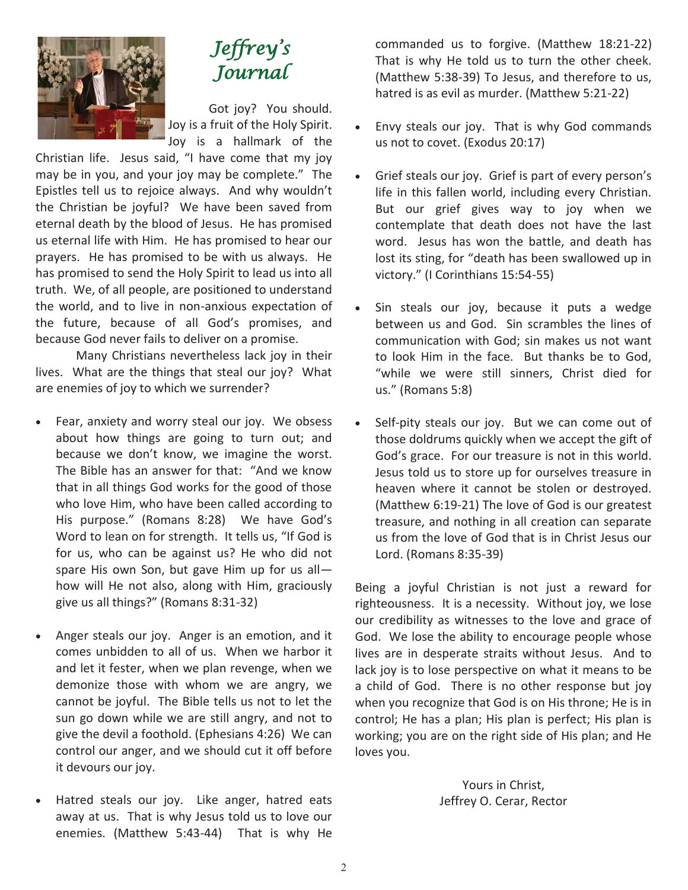# *Jeffrey's Journal*

Got joy? You should. Joy is a fruit of the Holy Spirit. Joy is a hallmark of the Christian life. Jesus said, "I have come that my joy may be in you, and your joy may be complete." The Epistles tell us to rejoice always. And why wouldn't the Christian be joyful? We have been saved from eternal death by the blood of Jesus. He has promised us eternal life with Him. He has promised to hear our prayers. He has promised to be with us always. He has promised to send the Holy Spirit to lead us into all truth. We, of all people, are positioned to understand the world, and to live in non-anxious expectation of the future, because of all God's promises, and because God never fails to deliver on a promise.

Many Christians nevertheless lack joy in their lives. What are the things that steal our joy? What are enemies of joy to which we surrender?

- Fear, anxiety and worry steal our joy. We obsess about how things are going to turn out; and because we don't know, we imagine the worst. The Bible has an answer for that: "And we know that in all things God works for the good of those who love Him, who have been called according to His purpose." (Romans 8:28) We have God's Word to lean on for strength. It tells us, "If God is for us, who can be against us? He who did not spare His own Son, but gave Him up for us all—how will He not also, along with Him, graciously give us all things?" (Romans 8:31-32)

- Anger steals our joy. Anger is an emotion, and it comes unbidden to all of us. When we harbor it and let it fester, when we plan revenge, when we demonize those with whom we are angry, we cannot be joyful. The Bible tells us not to let the sun go down while we are still angry, and not to give the devil a foothold. (Ephesians 4:26) We can control our anger, and we should cut it off before it devours our joy.

- Hatred steals our joy. Like anger, hatred eats away at us. That is why Jesus told us to love our enemies. (Matthew 5:43-44) That is why He commanded us to forgive. (Matthew 18:21-22) That is why He told us to turn the other cheek. (Matthew 5:38-39) To Jesus, and therefore to us, hatred is as evil as murder. (Matthew 5:21-22)

- Envy steals our joy. That is why God commands us not to covet. (Exodus 20:17)

- Grief steals our joy. Grief is part of every person's life in this fallen world, including every Christian. But our grief gives way to joy when we contemplate that death does not have the last word. Jesus has won the battle, and death has lost its sting, for "death has been swallowed up in victory." (I Corinthians 15:54-55)

- Sin steals our joy, because it puts a wedge between us and God. Sin scrambles the lines of communication with God; sin makes us not want to look Him in the face. But thanks be to God, "while we were still sinners, Christ died for us." (Romans 5:8)

- Self-pity steals our joy. But we can come out of those doldrums quickly when we accept the gift of God's grace. For our treasure is not in this world. Jesus told us to store up for ourselves treasure in heaven where it cannot be stolen or destroyed. (Matthew 6:19-21) The love of God is our greatest treasure, and nothing in all creation can separate us from the love of God that is in Christ Jesus our Lord. (Romans 8:35-39)

Being a joyful Christian is not just a reward for righteousness. It is a necessity. Without joy, we lose our credibility as witnesses to the love and grace of God. We lose the ability to encourage people whose lives are in desperate straits without Jesus. And to lack joy is to lose perspective on what it means to be a child of God. There is no other response but joy when you recognize that God is on His throne; He is in control; He has a plan; His plan is perfect; His plan is working; you are on the right side of His plan; and He loves you.

Yours in Christ,
Jeffrey O. Cerar, Rector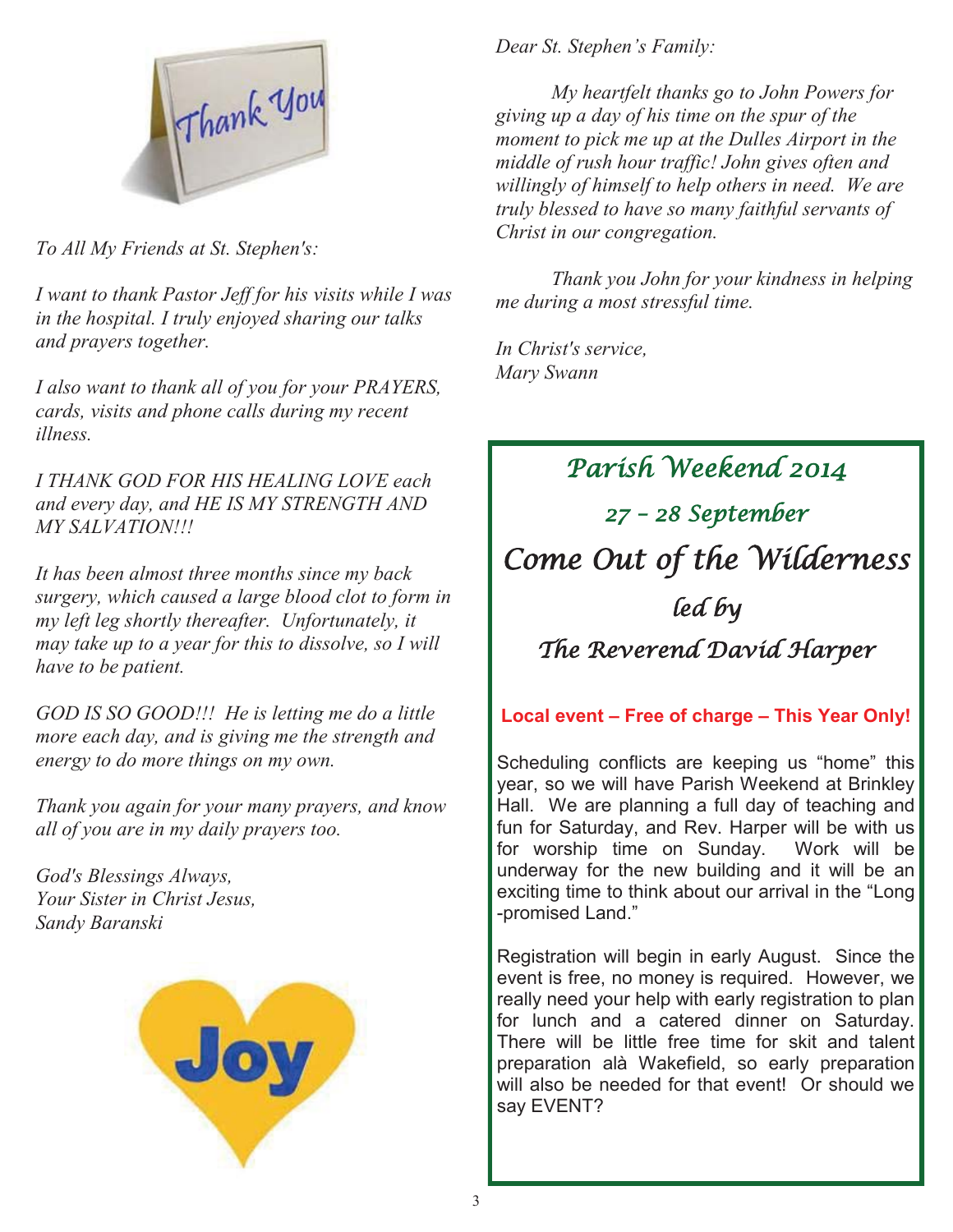*To All My Friends at St. Stephen's:*

*I want to thank Pastor Jeff for his visits while I was in the hospital. I truly enjoyed sharing our talks and prayers together.*

*I also want to thank all of you for your PRAYERS, cards, visits and phone calls during my recent illness.*

*I THANK GOD FOR HIS HEALING LOVE each and every day, and HE IS MY STRENGTH AND MY SALVATION!!!*

*It has been almost three months since my back surgery, which caused a large blood clot to form in my left leg shortly thereafter. Unfortunately, it may take up to a year for this to dissolve, so I will have to be patient.*

*GOD IS SO GOOD!!! He is letting me do a little more each day, and is giving me the strength and energy to do more things on my own.*

*Thank you again for your many prayers, and know all of you are in my daily prayers too.*

*God's Blessings Always,*
*Your Sister in Christ Jesus,*
*Sandy Baranski*

*Dear St. Stephen's Family:*

*My heartfelt thanks go to John Powers for giving up a day of his time on the spur of the moment to pick me up at the Dulles Airport in the middle of rush hour traffic! John gives often and willingly of himself to help others in need. We are truly blessed to have so many faithful servants of Christ in our congregation.*

*Thank you John for your kindness in helping me during a most stressful time.*

*In Christ's service,*
*Mary Swann*

## *Parish Weekend 2014*

### *27 – 28 September*

## *Come Out of the Wilderness*

### *led by*

### *The Reverend David Harper*

**Local event – Free of charge – This Year Only!**

Scheduling conflicts are keeping us "home" this year, so we will have Parish Weekend at Brinkley Hall. We are planning a full day of teaching and fun for Saturday, and Rev. Harper will be with us for worship time on Sunday. Work will be underway for the new building and it will be an exciting time to think about our arrival in the "Long-promised Land."

Registration will begin in early August. Since the event is free, no money is required. However, we really need your help with early registration to plan for lunch and a catered dinner on Saturday. There will be little free time for skit and talent preparation alà Wakefield, so early preparation will also be needed for that event! Or should we say EVENT?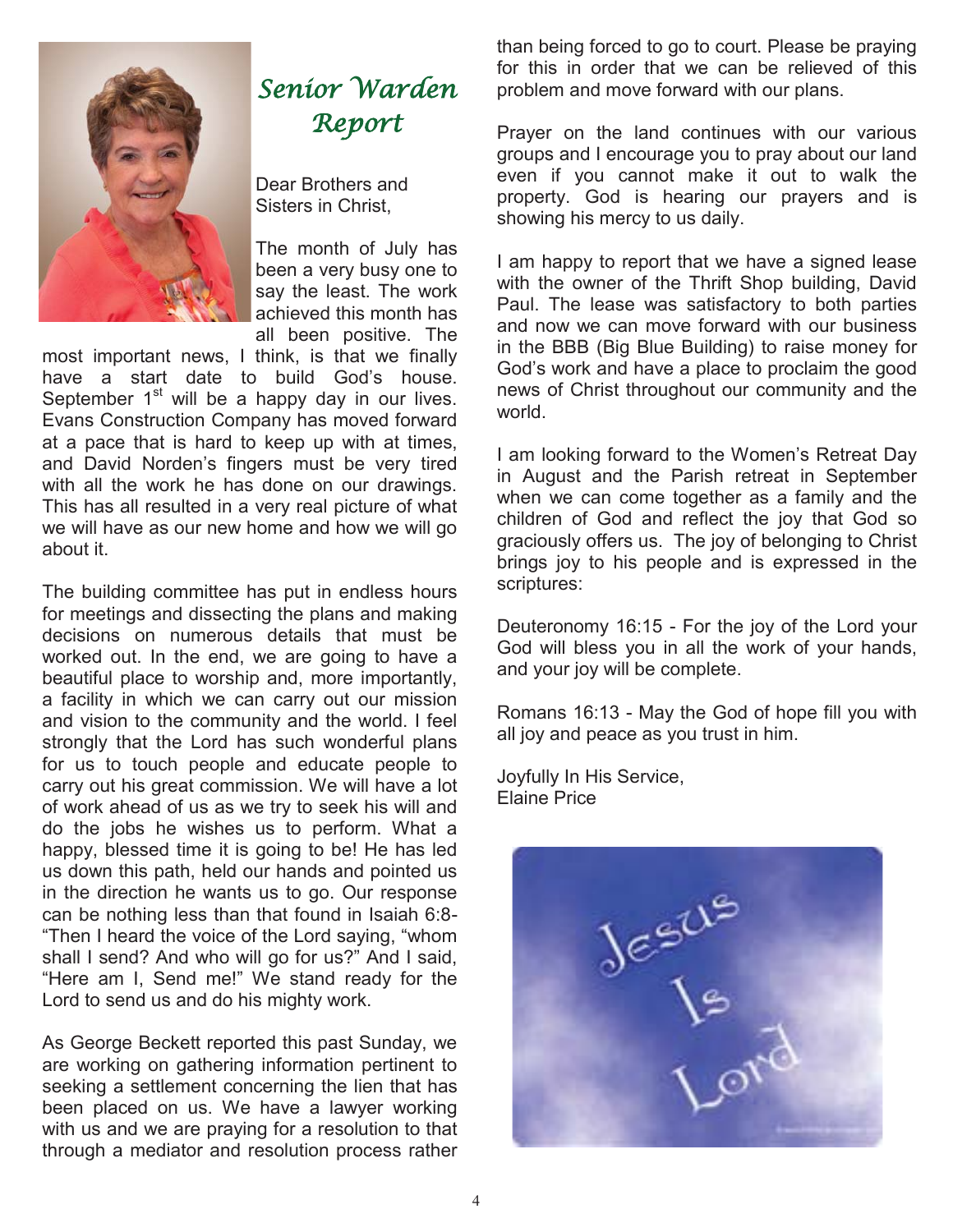# *Senior Warden Report*

Dear Brothers and Sisters in Christ,

The month of July has been a very busy one to say the least. The work achieved this month has all been positive. The most important news, I think, is that we finally have a start date to build God's house. September 1st will be a happy day in our lives. Evans Construction Company has moved forward at a pace that is hard to keep up with at times, and David Norden's fingers must be very tired with all the work he has done on our drawings. This has all resulted in a very real picture of what we will have as our new home and how we will go about it.

The building committee has put in endless hours for meetings and dissecting the plans and making decisions on numerous details that must be worked out. In the end, we are going to have a beautiful place to worship and, more importantly, a facility in which we can carry out our mission and vision to the community and the world. I feel strongly that the Lord has such wonderful plans for us to touch people and educate people to carry out his great commission. We will have a lot of work ahead of us as we try to seek his will and do the jobs he wishes us to perform. What a happy, blessed time it is going to be! He has led us down this path, held our hands and pointed us in the direction he wants us to go. Our response can be nothing less than that found in Isaiah 6:8- "Then I heard the voice of the Lord saying, "whom shall I send? And who will go for us?" And I said, "Here am I, Send me!" We stand ready for the Lord to send us and do his mighty work.

As George Beckett reported this past Sunday, we are working on gathering information pertinent to seeking a settlement concerning the lien that has been placed on us. We have a lawyer working with us and we are praying for a resolution to that through a mediator and resolution process rather than being forced to go to court. Please be praying for this in order that we can be relieved of this problem and move forward with our plans.

Prayer on the land continues with our various groups and I encourage you to pray about our land even if you cannot make it out to walk the property. God is hearing our prayers and is showing his mercy to us daily.

I am happy to report that we have a signed lease with the owner of the Thrift Shop building, David Paul. The lease was satisfactory to both parties and now we can move forward with our business in the BBB (Big Blue Building) to raise money for God's work and have a place to proclaim the good news of Christ throughout our community and the world.

I am looking forward to the Women's Retreat Day in August and the Parish retreat in September when we can come together as a family and the children of God and reflect the joy that God so graciously offers us. The joy of belonging to Christ brings joy to his people and is expressed in the scriptures:

Deuteronomy 16:15 - For the joy of the Lord your God will bless you in all the work of your hands, and your joy will be complete.

Romans 16:13 - May the God of hope fill you with all joy and peace as you trust in him.

Joyfully In His Service,
Elaine Price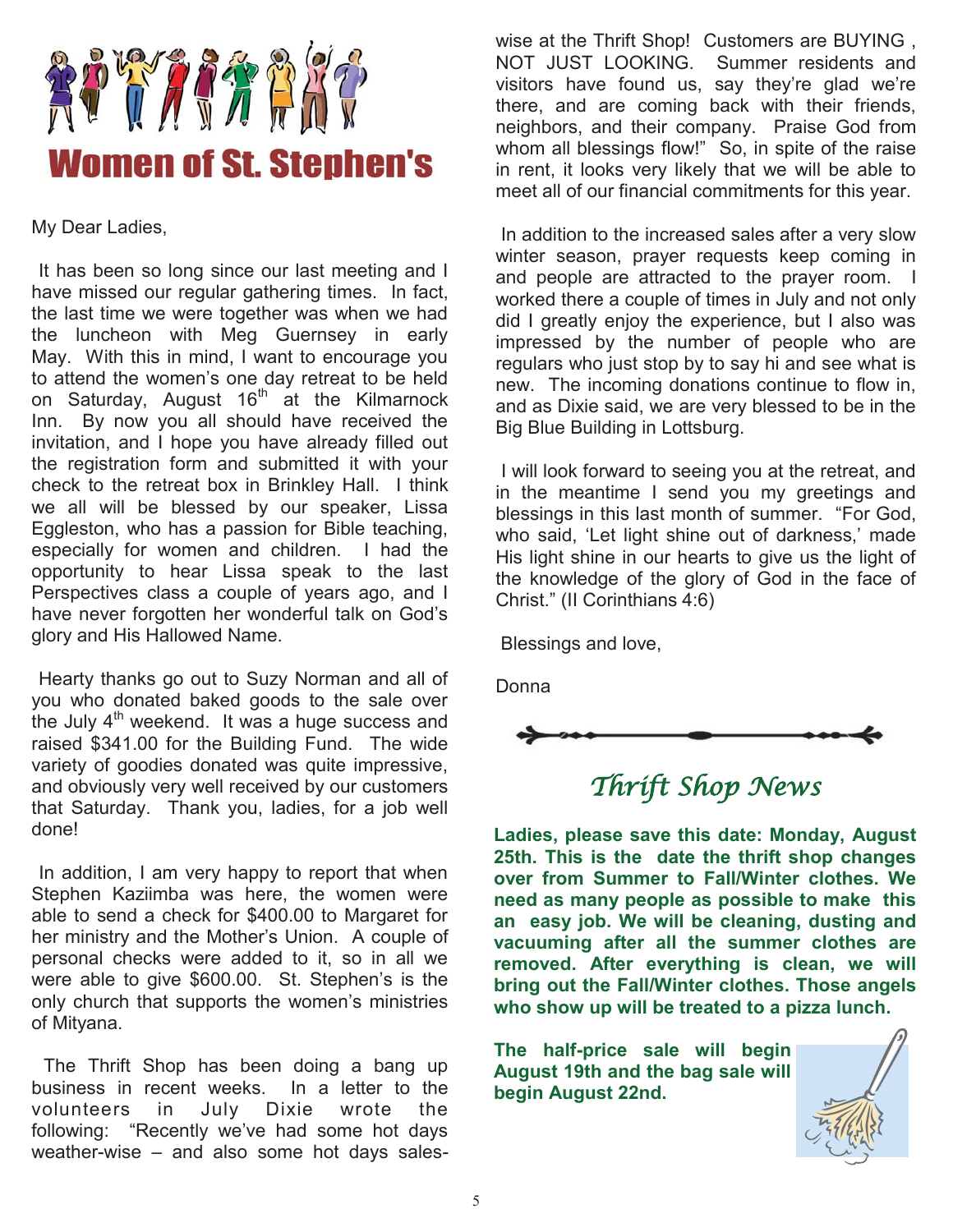# Women of St. Stephen's

My Dear Ladies,

It has been so long since our last meeting and I have missed our regular gathering times. In fact, the last time we were together was when we had the luncheon with Meg Guernsey in early May. With this in mind, I want to encourage you to attend the women's one day retreat to be held on Saturday, August 16th at the Kilmarnock Inn. By now you all should have received the invitation, and I hope you have already filled out the registration form and submitted it with your check to the retreat box in Brinkley Hall. I think we all will be blessed by our speaker, Lissa Eggleston, who has a passion for Bible teaching, especially for women and children. I had the opportunity to hear Lissa speak to the last Perspectives class a couple of years ago, and I have never forgotten her wonderful talk on God's glory and His Hallowed Name.

Hearty thanks go out to Suzy Norman and all of you who donated baked goods to the sale over the July 4th weekend. It was a huge success and raised $341.00 for the Building Fund. The wide variety of goodies donated was quite impressive, and obviously very well received by our customers that Saturday. Thank you, ladies, for a job well done!

In addition, I am very happy to report that when Stephen Kaziimba was here, the women were able to send a check for $400.00 to Margaret for her ministry and the Mother's Union. A couple of personal checks were added to it, so in all we were able to give $600.00. St. Stephen's is the only church that supports the women's ministries of Mityana.

The Thrift Shop has been doing a bang up business in recent weeks. In a letter to the volunteers in July Dixie wrote the following: "Recently we've had some hot days weather-wise – and also some hot days sales-wise at the Thrift Shop! Customers are BUYING , NOT JUST LOOKING. Summer residents and visitors have found us, say they're glad we're there, and are coming back with their friends, neighbors, and their company. Praise God from whom all blessings flow!" So, in spite of the raise in rent, it looks very likely that we will be able to meet all of our financial commitments for this year.

In addition to the increased sales after a very slow winter season, prayer requests keep coming in and people are attracted to the prayer room. I worked there a couple of times in July and not only did I greatly enjoy the experience, but I also was impressed by the number of people who are regulars who just stop by to say hi and see what is new. The incoming donations continue to flow in, and as Dixie said, we are very blessed to be in the Big Blue Building in Lottsburg.

I will look forward to seeing you at the retreat, and in the meantime I send you my greetings and blessings in this last month of summer. "For God, who said, 'Let light shine out of darkness,' made His light shine in our hearts to give us the light of the knowledge of the glory of God in the face of Christ." (II Corinthians 4:6)

Blessings and love,

Donna

## *Thrift Shop News*

**Ladies, please save this date: Monday, August 25th. This is the date the thrift shop changes over from Summer to Fall/Winter clothes. We need as many people as possible to make this an easy job. We will be cleaning, dusting and vacuuming after all the summer clothes are removed. After everything is clean, we will bring out the Fall/Winter clothes. Those angels who show up will be treated to a pizza lunch.**

**The half-price sale will begin August 19th and the bag sale will begin August 22nd.**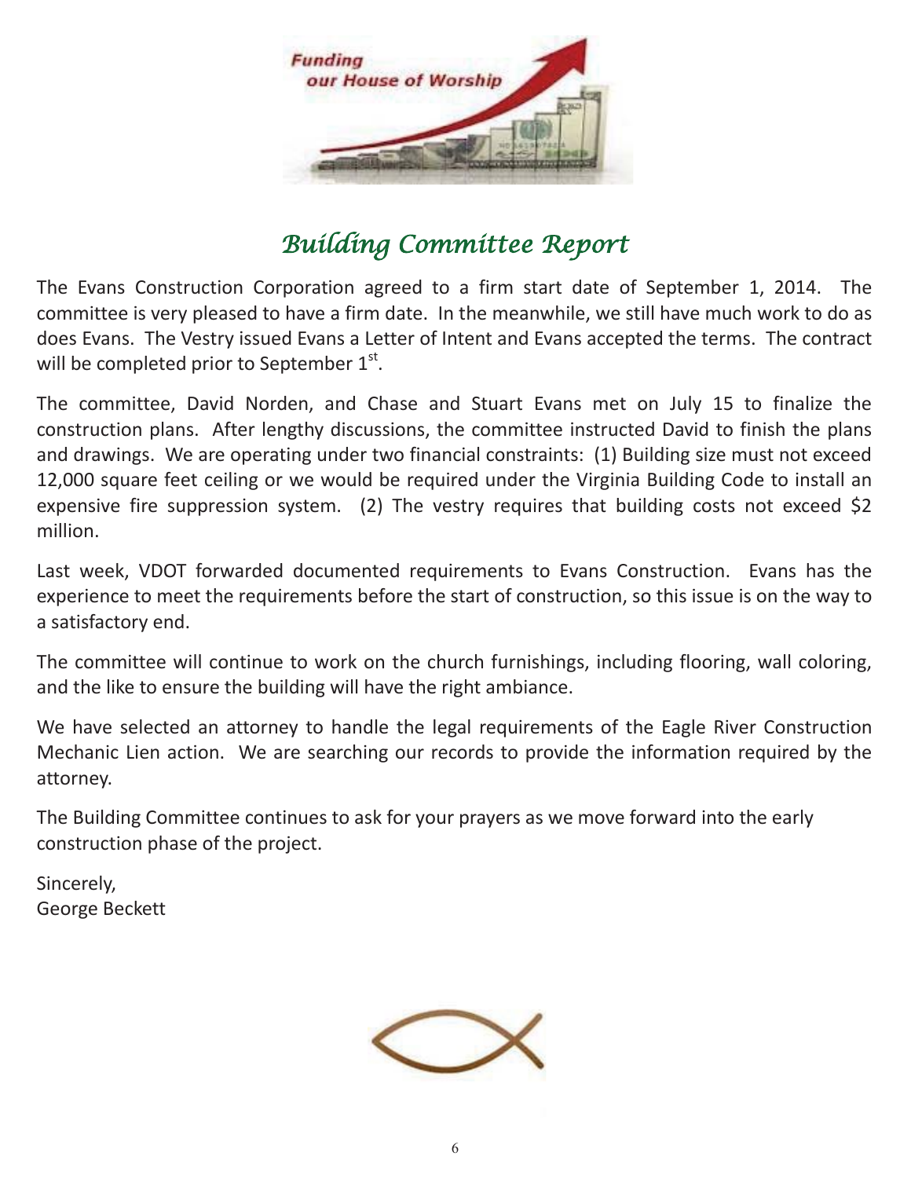# *Building Committee Report*

The Evans Construction Corporation agreed to a firm start date of September 1, 2014. The committee is very pleased to have a firm date. In the meanwhile, we still have much work to do as does Evans. The Vestry issued Evans a Letter of Intent and Evans accepted the terms. The contract will be completed prior to September 1st.

The committee, David Norden, and Chase and Stuart Evans met on July 15 to finalize the construction plans. After lengthy discussions, the committee instructed David to finish the plans and drawings. We are operating under two financial constraints: (1) Building size must not exceed 12,000 square feet ceiling or we would be required under the Virginia Building Code to install an expensive fire suppression system. (2) The vestry requires that building costs not exceed $2 million.

Last week, VDOT forwarded documented requirements to Evans Construction. Evans has the experience to meet the requirements before the start of construction, so this issue is on the way to a satisfactory end.

The committee will continue to work on the church furnishings, including flooring, wall coloring, and the like to ensure the building will have the right ambiance.

We have selected an attorney to handle the legal requirements of the Eagle River Construction Mechanic Lien action. We are searching our records to provide the information required by the attorney.

The Building Committee continues to ask for your prayers as we move forward into the early construction phase of the project.

Sincerely,
George Beckett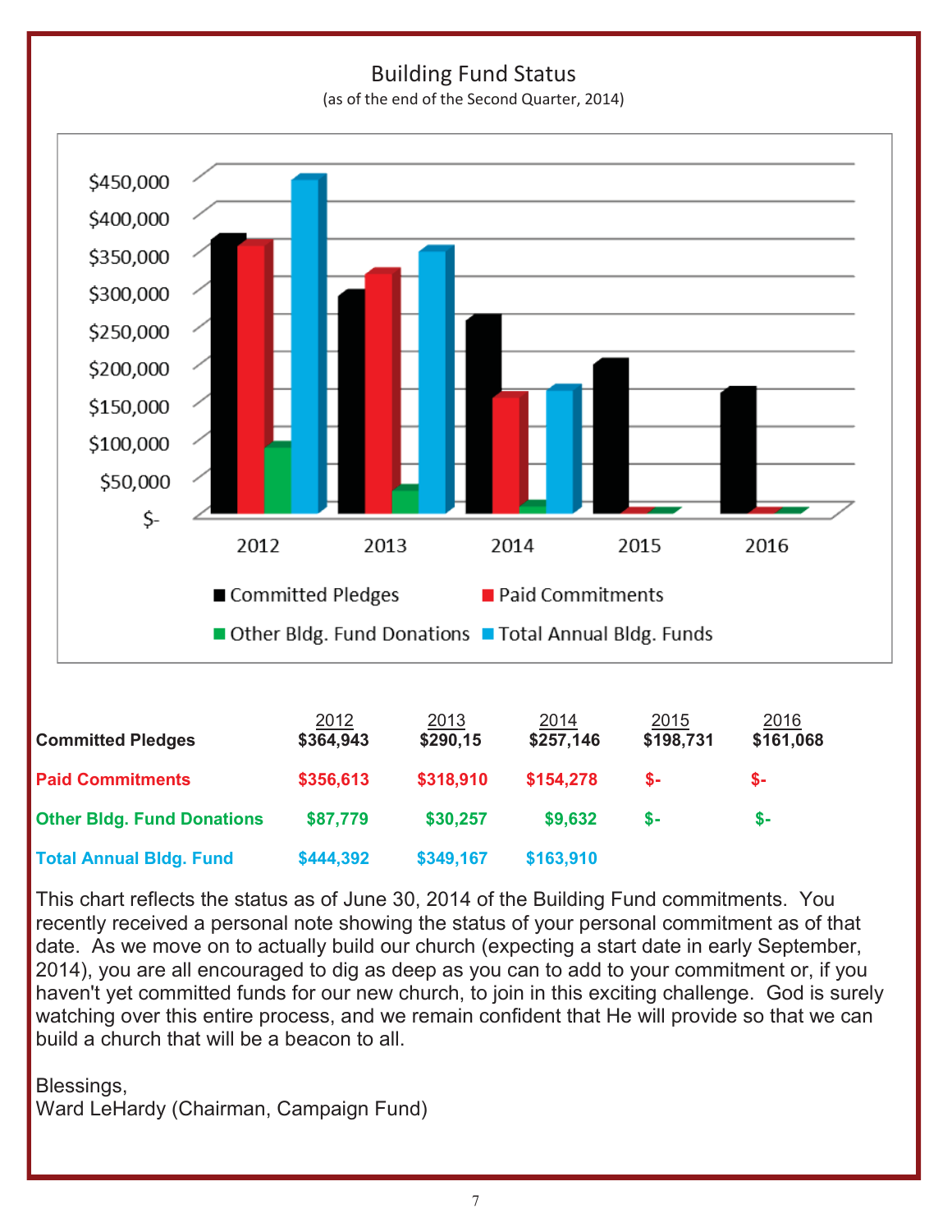# Building Fund Status

(as of the end of the Second Quarter, 2014)

| | 2012 | 2013 | 2014 | 2015 | 2016 |
|---|---|---|---|---|---|
| **Committed Pledges** | **$364,943** | **$290,15** | **$257,146** | **$198,731** | **$161,068** |
| **Paid Commitments** | **$356,613** | **$318,910** | **$154,278** | **$-** | **$-** |
| **Other Bldg. Fund Donations** | **$87,779** | **$30,257** | **$9,632** | **$-** | **$-** |
| **Total Annual Bldg. Fund** | **$444,392** | **$349,167** | **$163,910** | | |

This chart reflects the status as of June 30, 2014 of the Building Fund commitments. You recently received a personal note showing the status of your personal commitment as of that date. As we move on to actually build our church (expecting a start date in early September, 2014), you are all encouraged to dig as deep as you can to add to your commitment or, if you haven't yet committed funds for our new church, to join in this exciting challenge. God is surely watching over this entire process, and we remain confident that He will provide so that we can build a church that will be a beacon to all.

Blessings,
Ward LeHardy (Chairman, Campaign Fund)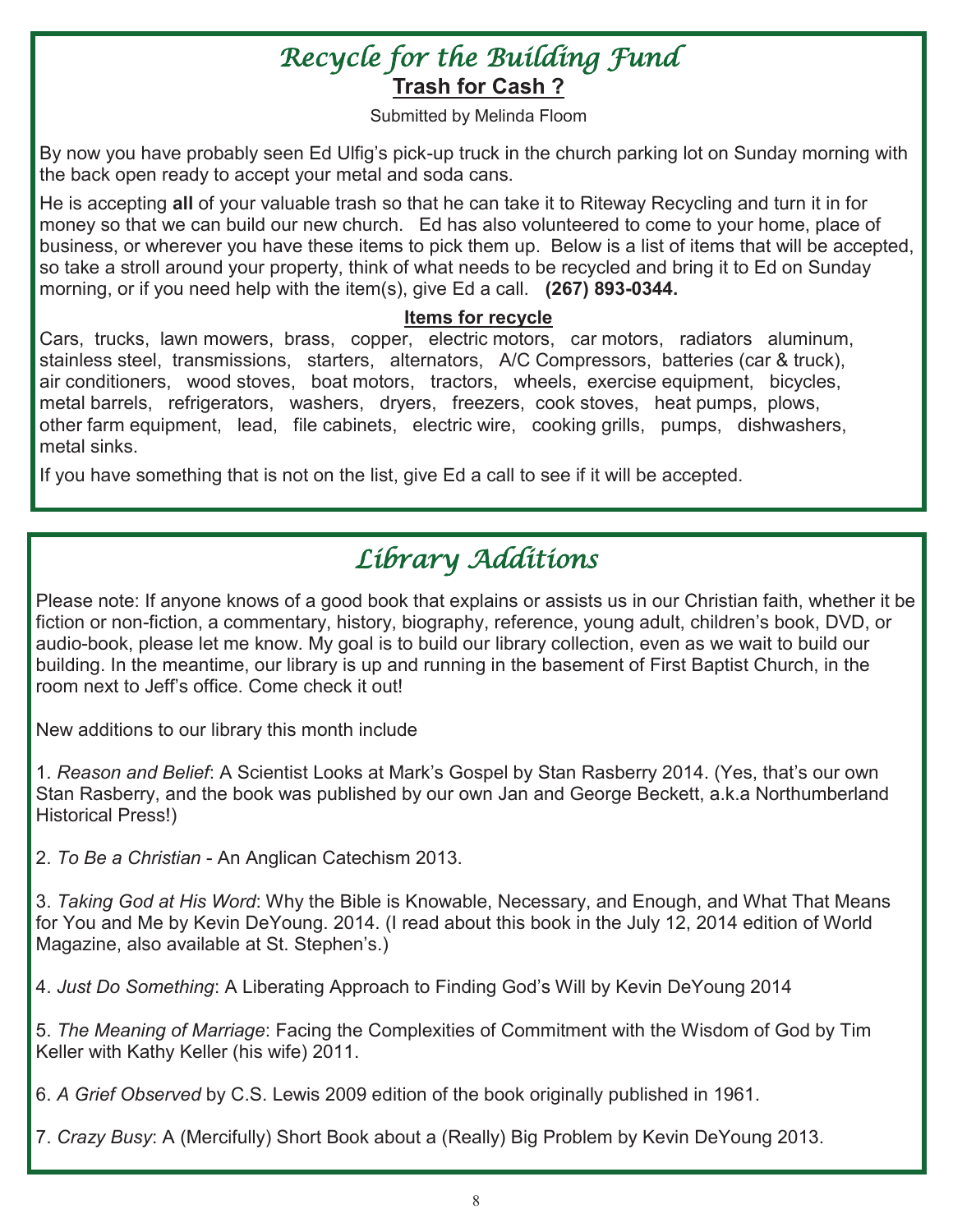# Recycle for the Building Fund

## Trash for Cash ?

Submitted by Melinda Floom

By now you have probably seen Ed Ulfig's pick-up truck in the church parking lot on Sunday morning with the back open ready to accept your metal and soda cans.

He is accepting **all** of your valuable trash so that he can take it to Riteway Recycling and turn it in for money so that we can build our new church. Ed has also volunteered to come to your home, place of business, or wherever you have these items to pick them up. Below is a list of items that will be accepted, so take a stroll around your property, think of what needs to be recycled and bring it to Ed on Sunday morning, or if you need help with the item(s), give Ed a call. **(267) 893-0344.**

### Items for recycle

Cars, trucks, lawn mowers, brass, copper, electric motors, car motors, radiators aluminum, stainless steel, transmissions, starters, alternators, A/C Compressors, batteries (car & truck), air conditioners, wood stoves, boat motors, tractors, wheels, exercise equipment, bicycles, metal barrels, refrigerators, washers, dryers, freezers, cook stoves, heat pumps, plows, other farm equipment, lead, file cabinets, electric wire, cooking grills, pumps, dishwashers, metal sinks.

If you have something that is not on the list, give Ed a call to see if it will be accepted.

# Library Additions

Please note: If anyone knows of a good book that explains or assists us in our Christian faith, whether it be fiction or non-fiction, a commentary, history, biography, reference, young adult, children's book, DVD, or audio-book, please let me know. My goal is to build our library collection, even as we wait to build our building. In the meantime, our library is up and running in the basement of First Baptist Church, in the room next to Jeff's office. Come check it out!

New additions to our library this month include

1. *Reason and Belief*: A Scientist Looks at Mark's Gospel by Stan Rasberry 2014. (Yes, that's our own Stan Rasberry, and the book was published by our own Jan and George Beckett, a.k.a Northumberland Historical Press!)

2. *To Be a Christian* - An Anglican Catechism 2013.

3. *Taking God at His Word*: Why the Bible is Knowable, Necessary, and Enough, and What That Means for You and Me by Kevin DeYoung. 2014. (I read about this book in the July 12, 2014 edition of World Magazine, also available at St. Stephen's.)

4. *Just Do Something*: A Liberating Approach to Finding God's Will by Kevin DeYoung 2014

5. *The Meaning of Marriage*: Facing the Complexities of Commitment with the Wisdom of God by Tim Keller with Kathy Keller (his wife) 2011.

6. *A Grief Observed* by C.S. Lewis 2009 edition of the book originally published in 1961.

7. *Crazy Busy*: A (Mercifully) Short Book about a (Really) Big Problem by Kevin DeYoung 2013.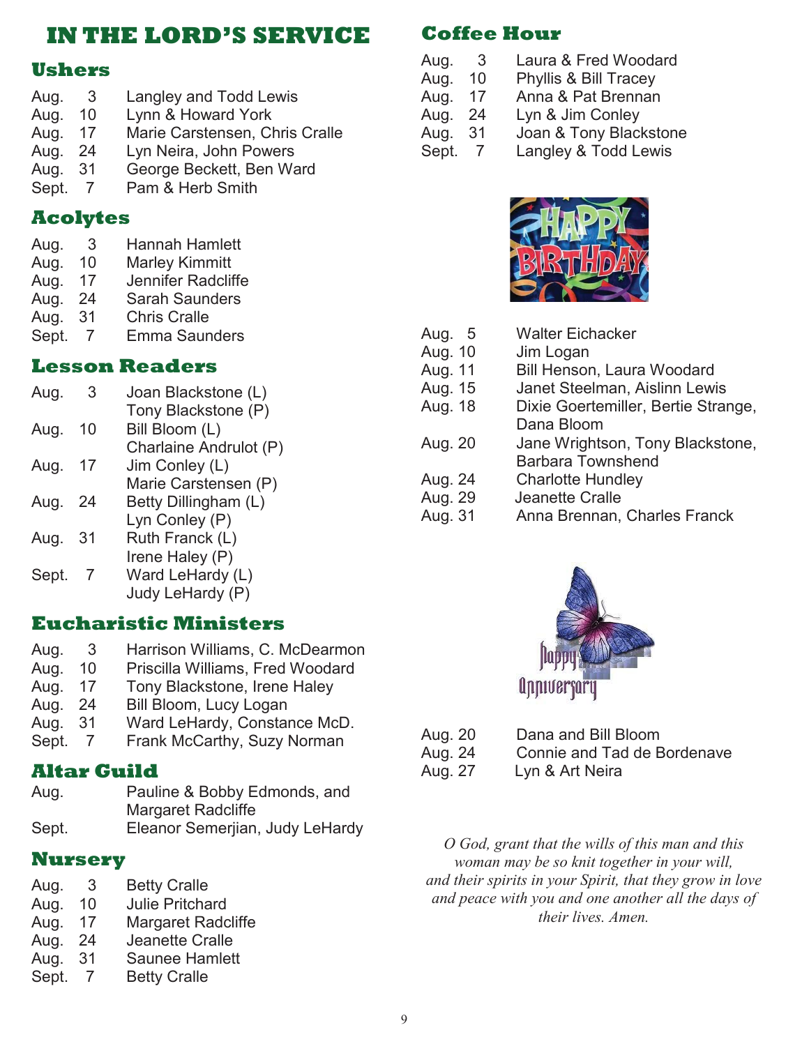# IN THE LORD'S SERVICE

## Ushers

| | |
|---|---|
| Aug. 3 | Langley and Todd Lewis |
| Aug. 10 | Lynn & Howard York |
| Aug. 17 | Marie Carstensen, Chris Cralle |
| Aug. 24 | Lyn Neira, John Powers |
| Aug. 31 | George Beckett, Ben Ward |
| Sept. 7 | Pam & Herb Smith |

## Acolytes

| | |
|---|---|
| Aug. 3 | Hannah Hamlett |
| Aug. 10 | Marley Kimmitt |
| Aug. 17 | Jennifer Radcliffe |
| Aug. 24 | Sarah Saunders |
| Aug. 31 | Chris Cralle |
| Sept. 7 | Emma Saunders |

## Lesson Readers

| | |
|---|---|
| Aug. 3 | Joan Blackstone (L)<br>Tony Blackstone (P) |
| Aug. 10 | Bill Bloom (L)<br>Charlaine Andrulot (P) |
| Aug. 17 | Jim Conley (L)<br>Marie Carstensen (P) |
| Aug. 24 | Betty Dillingham (L)<br>Lyn Conley (P) |
| Aug. 31 | Ruth Franck (L)<br>Irene Haley (P) |
| Sept. 7 | Ward LeHardy (L)<br>Judy LeHardy (P) |

## Eucharistic Ministers

| | |
|---|---|
| Aug. 3 | Harrison Williams, C. McDearmon |
| Aug. 10 | Priscilla Williams, Fred Woodard |
| Aug. 17 | Tony Blackstone, Irene Haley |
| Aug. 24 | Bill Bloom, Lucy Logan |
| Aug. 31 | Ward LeHardy, Constance McD. |
| Sept. 7 | Frank McCarthy, Suzy Norman |

## Altar Guild

| | |
|---|---|
| Aug. | Pauline & Bobby Edmonds, and Margaret Radcliffe |
| Sept. | Eleanor Semerjian, Judy LeHardy |

## Nursery

| | |
|---|---|
| Aug. 3 | Betty Cralle |
| Aug. 10 | Julie Pritchard |
| Aug. 17 | Margaret Radcliffe |
| Aug. 24 | Jeanette Cralle |
| Aug. 31 | Saunee Hamlett |
| Sept. 7 | Betty Cralle |

## Coffee Hour

| | |
|---|---|
| Aug. 3 | Laura & Fred Woodard |
| Aug. 10 | Phyllis & Bill Tracey |
| Aug. 17 | Anna & Pat Brennan |
| Aug. 24 | Lyn & Jim Conley |
| Aug. 31 | Joan & Tony Blackstone |
| Sept. 7 | Langley & Todd Lewis |

## Happy Birthday

| | |
|---|---|
| Aug. 5 | Walter Eichacker |
| Aug. 10 | Jim Logan |
| Aug. 11 | Bill Henson, Laura Woodard |
| Aug. 15 | Janet Steelman, Aislinn Lewis |
| Aug. 18 | Dixie Goertemiller, Bertie Strange, Dana Bloom |
| Aug. 20 | Jane Wrightson, Tony Blackstone, Barbara Townshend |
| Aug. 24 | Charlotte Hundley |
| Aug. 29 | Jeanette Cralle |
| Aug. 31 | Anna Brennan, Charles Franck |

## Happy Anniversary

| | |
|---|---|
| Aug. 20 | Dana and Bill Bloom |
| Aug. 24 | Connie and Tad de Bordenave |
| Aug. 27 | Lyn & Art Neira |

*O God, grant that the wills of this man and this woman may be so knit together in your will, and their spirits in your Spirit, that they grow in love and peace with you and one another all the days of their lives. Amen.*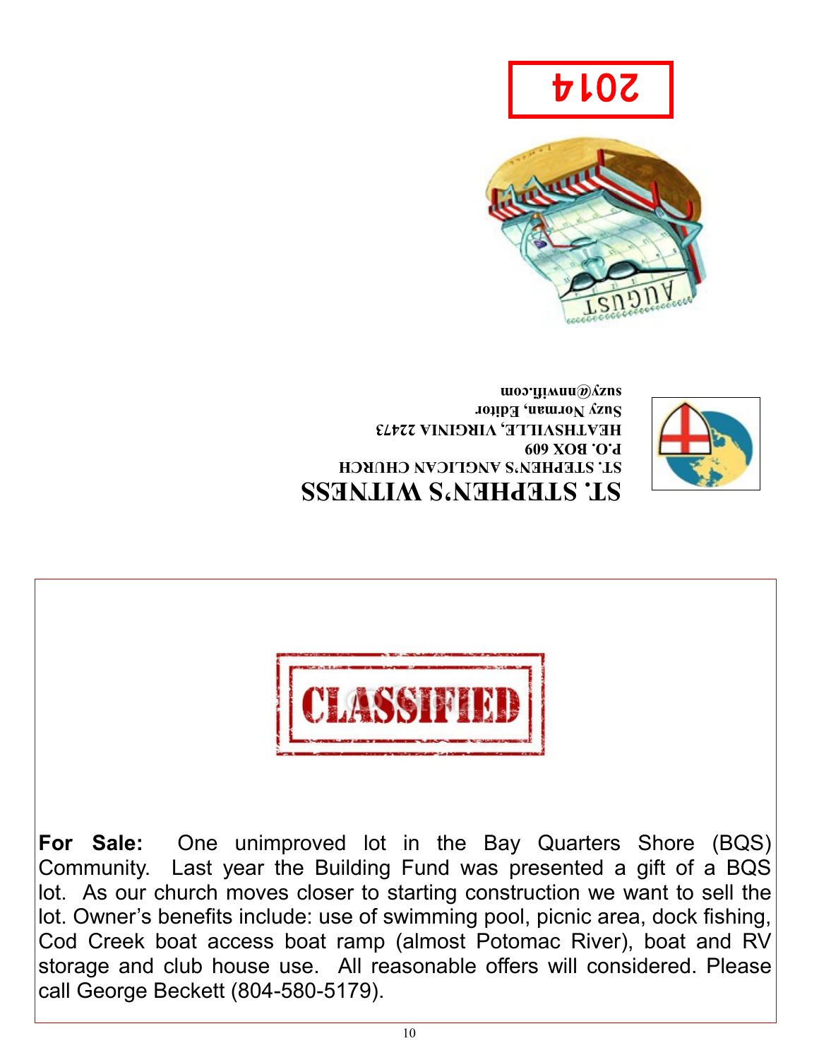2014

# ST. STEPHEN'S WITNESS

ST. STEPHEN'S ANGLICAN CHURCH
P.O. BOX 609
HEATHSVILLE, VIRGINIA 22473
Suzy Norman, Editor
suzy@nnwifi.com

CLASSIFIED

**For Sale:** One unimproved lot in the Bay Quarters Shore (BQS) Community. Last year the Building Fund was presented a gift of a BQS lot. As our church moves closer to starting construction we want to sell the lot. Owner's benefits include: use of swimming pool, picnic area, dock fishing, Cod Creek boat access boat ramp (almost Potomac River), boat and RV storage and club house use. All reasonable offers will considered. Please call George Beckett (804-580-5179).